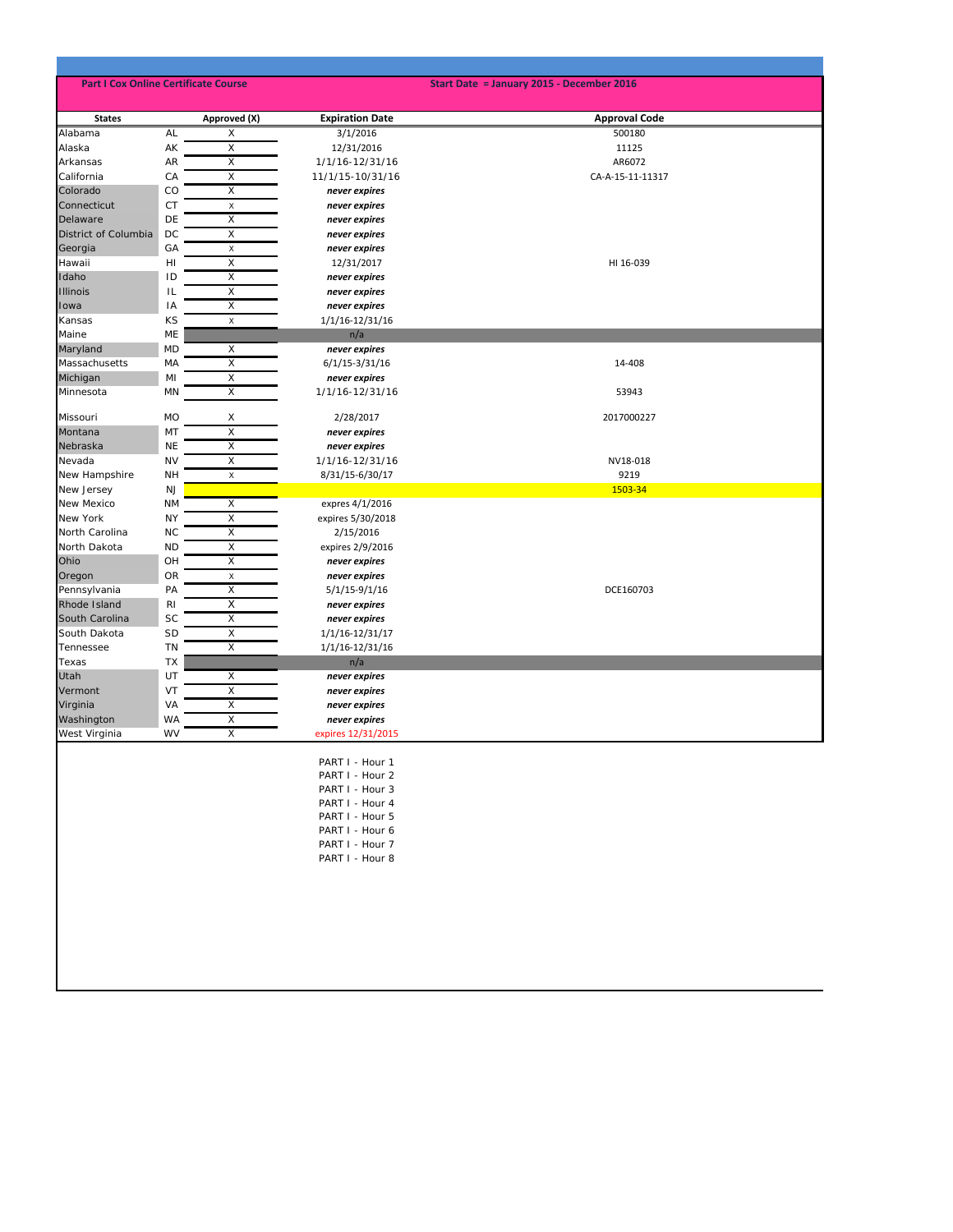**Part I Cox Online Certificate Course** | **Start Date = January 2015 - December 2016**

| States | | Approved (X) | Expiration Date | Approval Code |
|---|---|---|---|---|
| Alabama | AL | X | 3/1/2016 | 500180 |
| Alaska | AK | X | 12/31/2016 | 11125 |
| Arkansas | AR | X | 1/1/16-12/31/16 | AR6072 |
| California | CA | X | 11/1/15-10/31/16 | CA-A-15-11-11317 |
| Colorado | CO | X | ***never expires*** | |
| Connecticut | CT | x | ***never expires*** | |
| Delaware | DE | X | ***never expires*** | |
| District of Columbia | DC | X | ***never expires*** | |
| Georgia | GA | x | ***never expires*** | |
| Hawaii | HI | X | 12/31/2017 | HI 16-039 |
| Idaho | ID | X | ***never expires*** | |
| Illinois | IL | X | ***never expires*** | |
| Iowa | IA | X | ***never expires*** | |
| Kansas | KS | x | 1/1/16-12/31/16 | |
| Maine | ME | | n/a | |
| Maryland | MD | X | ***never expires*** | |
| Massachusetts | MA | X | 6/1/15-3/31/16 | 14-408 |
| Michigan | MI | X | ***never expires*** | |
| Minnesota | MN | X | 1/1/16-12/31/16 | 53943 |
| Missouri | MO | X | 2/28/2017 | 2017000227 |
| Montana | MT | X | ***never expires*** | |
| Nebraska | NE | X | ***never expires*** | |
| Nevada | NV | X | 1/1/16-12/31/16 | NV18-018 |
| New Hampshire | NH | x | 8/31/15-6/30/17 | 9219 |
| New Jersey | NJ | | | 1503-34 |
| New Mexico | NM | X | expres 4/1/2016 | |
| New York | NY | X | expires 5/30/2018 | |
| North Carolina | NC | X | 2/15/2016 | |
| North Dakota | ND | X | expires 2/9/2016 | |
| Ohio | OH | X | ***never expires*** | |
| Oregon | OR | x | ***never expires*** | |
| Pennsylvania | PA | X | 5/1/15-9/1/16 | DCE160703 |
| Rhode Island | RI | X | ***never expires*** | |
| South Carolina | SC | X | ***never expires*** | |
| South Dakota | SD | X | 1/1/16-12/31/17 | |
| Tennessee | TN | X | 1/1/16-12/31/16 | |
| Texas | TX | | n/a | |
| Utah | UT | X | ***never expires*** | |
| Vermont | VT | X | ***never expires*** | |
| Virginia | VA | X | ***never expires*** | |
| Washington | WA | X | ***never expires*** | |
| West Virginia | WV | X | expires 12/31/2015 | |

PART I - Hour 1
PART I - Hour 2
PART I - Hour 3
PART I - Hour 4
PART I - Hour 5
PART I - Hour 6
PART I - Hour 7
PART I - Hour 8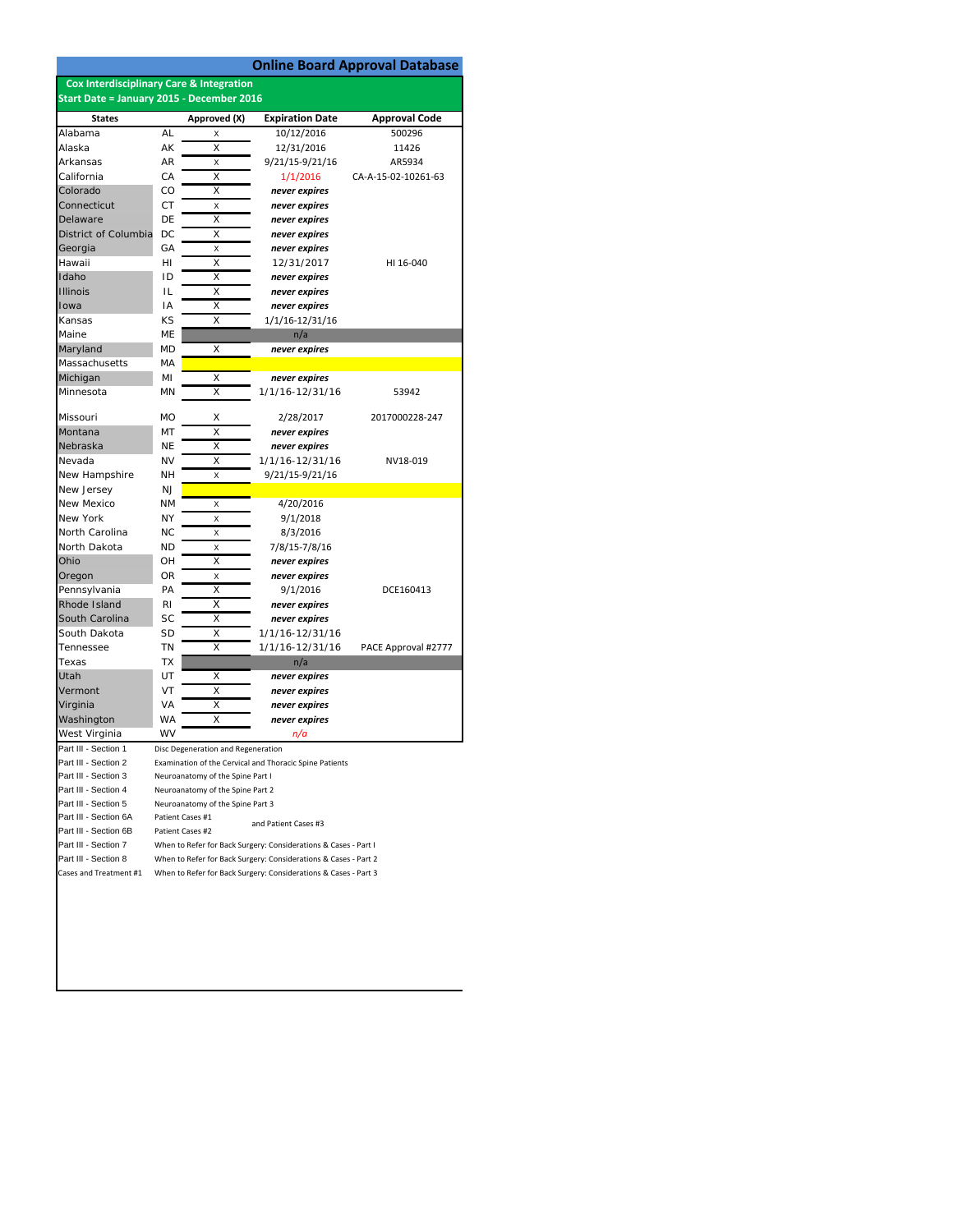# Online Board Approval Database

**Cox Interdisciplinary Care & Integration**
**Start Date = January 2015 - December 2016**

| States | | Approved (X) | Expiration Date | Approval Code |
|---|---|---|---|---|
| Alabama | AL | x | 10/12/2016 | 500296 |
| Alaska | AK | X | 12/31/2016 | 11426 |
| Arkansas | AR | x | 9/21/15-9/21/16 | AR5934 |
| California | CA | X | 1/1/2016 | CA-A-15-02-10261-63 |
| Colorado | CO | X | ***never expires*** | |
| Connecticut | CT | x | ***never expires*** | |
| Delaware | DE | X | ***never expires*** | |
| District of Columbia | DC | X | ***never expires*** | |
| Georgia | GA | x | ***never expires*** | |
| Hawaii | HI | X | 12/31/2017 | HI 16-040 |
| Idaho | ID | X | ***never expires*** | |
| Illinois | IL | X | ***never expires*** | |
| Iowa | IA | X | ***never expires*** | |
| Kansas | KS | X | 1/1/16-12/31/16 | |
| Maine | ME | | n/a | |
| Maryland | MD | X | ***never expires*** | |
| Massachusetts | MA | | | |
| Michigan | MI | X | ***never expires*** | |
| Minnesota | MN | X | 1/1/16-12/31/16 | 53942 |
| Missouri | MO | X | 2/28/2017 | 2017000228-247 |
| Montana | MT | X | ***never expires*** | |
| Nebraska | NE | X | ***never expires*** | |
| Nevada | NV | X | 1/1/16-12/31/16 | NV18-019 |
| New Hampshire | NH | x | 9/21/15-9/21/16 | |
| New Jersey | NJ | | | |
| New Mexico | NM | x | 4/20/2016 | |
| New York | NY | x | 9/1/2018 | |
| North Carolina | NC | x | 8/3/2016 | |
| North Dakota | ND | x | 7/8/15-7/8/16 | |
| Ohio | OH | X | ***never expires*** | |
| Oregon | OR | x | ***never expires*** | |
| Pennsylvania | PA | X | 9/1/2016 | DCE160413 |
| Rhode Island | RI | X | ***never expires*** | |
| South Carolina | SC | X | ***never expires*** | |
| South Dakota | SD | X | 1/1/16-12/31/16 | |
| Tennessee | TN | X | 1/1/16-12/31/16 | PACE Approval #2777 |
| Texas | TX | | n/a | |
| Utah | UT | X | ***never expires*** | |
| Vermont | VT | X | ***never expires*** | |
| Virginia | VA | X | ***never expires*** | |
| Washington | WA | X | ***never expires*** | |
| West Virginia | WV | | *n/a* | |

| | |
|---|---|
| Part III - Section 1 | Disc Degeneration and Regeneration |
| Part III - Section 2 | Examination of the Cervical and Thoracic Spine Patients |
| Part III - Section 3 | Neuroanatomy of the Spine Part I |
| Part III - Section 4 | Neuroanatomy of the Spine Part 2 |
| Part III - Section 5 | Neuroanatomy of the Spine Part 3 |
| Part III - Section 6A | Patient Cases #1 and Patient Cases #3 |
| Part III - Section 6B | Patient Cases #2 |
| Part III - Section 7 | When to Refer for Back Surgery: Considerations & Cases - Part I |
| Part III - Section 8 | When to Refer for Back Surgery: Considerations & Cases - Part 2 |
| Cases and Treatment #1 | When to Refer for Back Surgery: Considerations & Cases - Part 3 |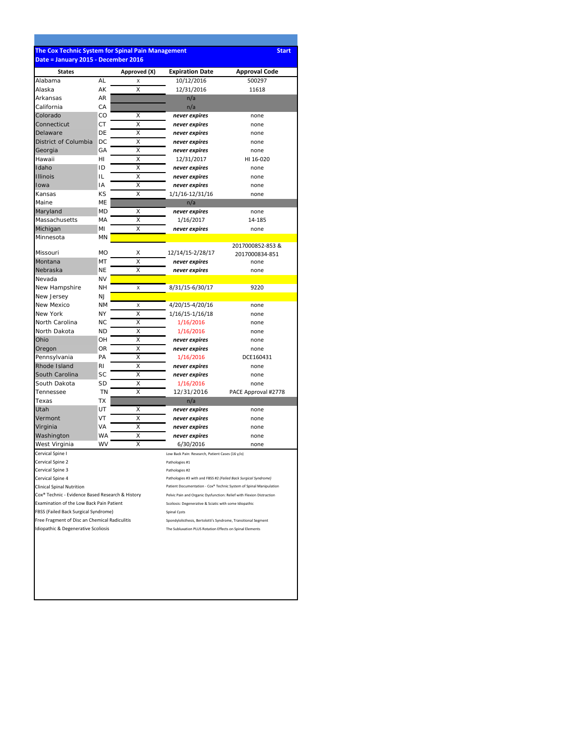**The Cox Technic System for Spinal Pain Management** **Start**

**Date = January 2015 - December 2016**

| States | | Approved (X) | Expiration Date | Approval Code |
|---|---|---|---|---|
| Alabama | AL | x | 10/12/2016 | 500297 |
| Alaska | AK | X | 12/31/2016 | 11618 |
| Arkansas | AR | | n/a | |
| California | CA | | n/a | |
| Colorado | CO | X | *never expires* | none |
| Connecticut | CT | X | *never expires* | none |
| Delaware | DE | X | *never expires* | none |
| District of Columbia | DC | X | *never expires* | none |
| Georgia | GA | X | *never expires* | none |
| Hawaii | HI | X | 12/31/2017 | HI 16-020 |
| Idaho | ID | X | *never expires* | none |
| Illinois | IL | X | *never expires* | none |
| Iowa | IA | X | *never expires* | none |
| Kansas | KS | X | 1/1/16-12/31/16 | none |
| Maine | ME | | n/a | |
| Maryland | MD | X | *never expires* | none |
| Massachusetts | MA | X | 1/16/2017 | 14-185 |
| Michigan | MI | X | *never expires* | none |
| Minnesota | MN | | | |
| Missouri | MO | X | 12/14/15-2/28/17 | 2017000852-853 & 2017000834-851 |
| Montana | MT | X | *never expires* | none |
| Nebraska | NE | X | *never expires* | none |
| Nevada | NV | | | |
| New Hampshire | NH | x | 8/31/15-6/30/17 | 9220 |
| New Jersey | NJ | | | |
| New Mexico | NM | x | 4/20/15-4/20/16 | none |
| New York | NY | X | 1/16/15-1/16/18 | none |
| North Carolina | NC | X | 1/16/2016 | none |
| North Dakota | ND | X | 1/16/2016 | none |
| Ohio | OH | X | *never expires* | none |
| Oregon | OR | X | *never expires* | none |
| Pennsylvania | PA | X | 1/16/2016 | DCE160431 |
| Rhode Island | RI | X | *never expires* | none |
| South Carolina | SC | X | *never expires* | none |
| South Dakota | SD | X | 1/16/2016 | none |
| Tennessee | TN | X | 12/31/2016 | PACE Approval #2778 |
| Texas | TX | | n/a | |
| Utah | UT | X | *never expires* | none |
| Vermont | VT | X | *never expires* | none |
| Virginia | VA | X | *never expires* | none |
| Washington | WA | X | *never expires* | none |
| West Virginia | WV | X | 6/30/2016 | none |

- Cervical Spine I
- Cervical Spine 2
- Cervical Spine 3
- Cervical Spine 4
- Clinical Spinal Nutrition
- Cox® Technic - Evidence Based Research & History
- Examination of the Low Back Pain Patient
- FBSS (Failed Back Surgical Syndrome)
- Free Fragment of Disc an Chemical Radiculitis
- Idiopathic & Degenerative Scoliosis
- Low Back Pain: Research, Patient Cases (16 y/o)
- Pathologies #1
- Pathologies #2
- Pathologies #3 with and FBSS #2 *(Failed Back Surgical Syndrome)*
- Patient Documentation - Cox® Technic System of Spinal Manipulation
- Pelvic Pain and Organic Dysfunction: Relief with Flexion Distraction
- Scoliosis: Degenerative & Sciatic with some Idiopathic
- Spinal Cysts
- Spondylolisthesis, Bertolotti's Syndrome, Transitional Segment
- The Subluxation PLUS Rotation Effects on Spinal Elements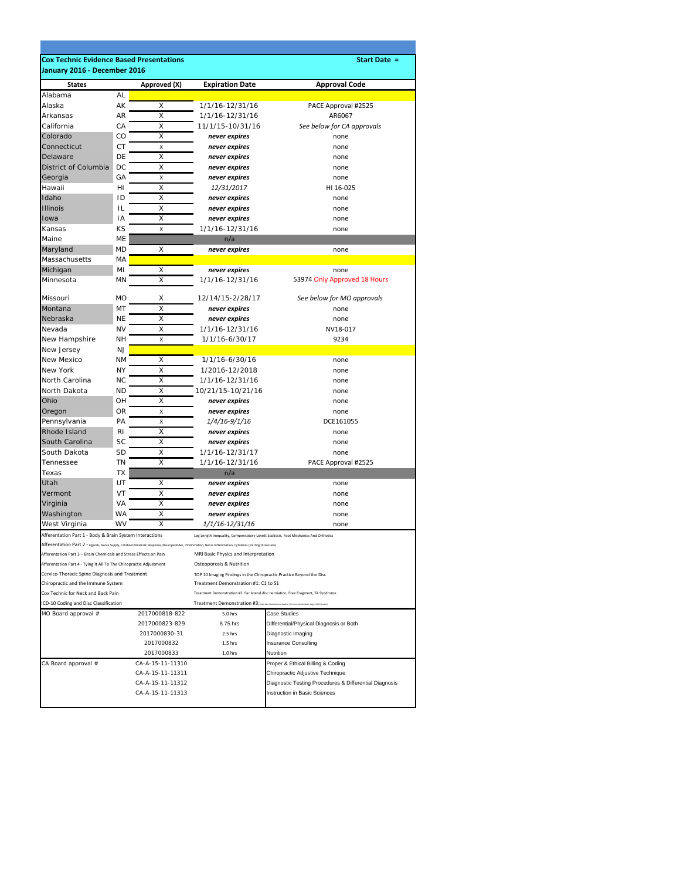**Cox Technic Evidence Based Presentations** **Start Date =**

**January 2016 - December 2016**

| **States** | | **Approved (X)** | **Expiration Date** | **Approval Code** |
|---|---|---|---|---|
| Alabama | AL | | | |
| Alaska | AK | X | 1/1/16-12/31/16 | PACE Approval #2525 |
| Arkansas | AR | X | 1/1/16-12/31/16 | AR6067 |
| California | CA | X | 11/1/15-10/31/16 | *See below for CA approvals* |
| Colorado | CO | X | ***never expires*** | none |
| Connecticut | CT | x | ***never expires*** | none |
| Delaware | DE | X | ***never expires*** | none |
| District of Columbia | DC | X | ***never expires*** | none |
| Georgia | GA | x | ***never expires*** | none |
| Hawaii | HI | X | *12/31/2017* | HI 16-025 |
| Idaho | ID | X | ***never expires*** | none |
| Illinois | IL | X | ***never expires*** | none |
| Iowa | IA | X | ***never expires*** | none |
| Kansas | KS | x | 1/1/16-12/31/16 | none |
| Maine | ME | | n/a | |
| Maryland | MD | X | ***never expires*** | none |
| Massachusetts | MA | | | |
| Michigan | MI | X | ***never expires*** | none |
| Minnesota | MN | X | 1/1/16-12/31/16 | 53974 Only Approved 18 Hours |
| Missouri | MO | X | 12/14/15-2/28/17 | *See below for MO approvals* |
| Montana | MT | X | ***never expires*** | none |
| Nebraska | NE | X | ***never expires*** | none |
| Nevada | NV | X | 1/1/16-12/31/16 | NV18-017 |
| New Hampshire | NH | x | 1/1/16-6/30/17 | 9234 |
| New Jersey | NJ | | | |
| New Mexico | NM | X | 1/1/16-6/30/16 | none |
| New York | NY | X | 1/2016-12/2018 | none |
| North Carolina | NC | X | 1/1/16-12/31/16 | none |
| North Dakota | ND | X | 10/21/15-10/21/16 | none |
| Ohio | OH | X | ***never expires*** | none |
| Oregon | OR | x | ***never expires*** | none |
| Pennsylvania | PA | x | *1/4/16-9/1/16* | DCE161055 |
| Rhode Island | RI | X | ***never expires*** | none |
| South Carolina | SC | X | ***never expires*** | none |
| South Dakota | SD | X | 1/1/16-12/31/17 | none |
| Tennessee | TN | X | 1/1/16-12/31/16 | PACE Approval #2525 |
| Texas | TX | | n/a | |
| Utah | UT | X | ***never expires*** | none |
| Vermont | VT | X | ***never expires*** | none |
| Virginia | VA | X | ***never expires*** | none |
| Washington | WA | X | ***never expires*** | none |
| West Virginia | WV | X | *1/1/16-12/31/16* | none |

Afferentation Part 1 - Body & Brain System Interactions

Afferentation Part 2 - Ligands, Nerve Supply, Catabolic/Anabolic Response, Neuropeptides, Inflammation, Nerve inflammation, Cytokines (starting discussion)

Afferentation Part 3 – Brain Chemicals and Stress Effects on Pain

Afferentation Part 4 - Tying It All To The Chiropractic Adjustment

Cervico-Thoracic Spine Diagnosis and Treatment

Chiropractic and the Immune System

Cox Technic for Neck and Back Pain

ICD-10 Coding and Disc Classification

Leg Length Inequality, Compensatory Lovett Scoliosis, Foot Mechanics And Orthotics

MRI Basic Physics and Interpretation

Osteoporosis & Nutrition

TOP 10 Imaging Findings in the Chiropractic Practice Beyond the Disc

Treatment Demonstration #1: C1 to S1

Treatment Demonstration #2: Far lateral disc herniation, Free Fragment, T4 Syndrome

Treatment Demonstration #3: Cauda Equina Syndrome, Synovial Cysts, Piriformis (Nerve related) (Ostium patches)

| | | | |
|---|---|---|---|
| MO Board approval # | 2017000818-822 | 5.0 hrs | Case Studies |
| | 2017000823-829 | 8.75 hrs | Differential/Physical Diagnosis or Both |
| | 2017000830-31 | 2.5 hrs | Diagnostic Imaging |
| | 2017000832 | 1.5 hrs | Insurance Consulting |
| | 2017000833 | 1.0 hrs | Nutrition |
| CA Board approval # | CA-A-15-11-11310 | | Proper & Ethical Billing & Coding |
| | CA-A-15-11-11311 | | Chiropractic Adjustive Technique |
| | CA-A-15-11-11312 | | Diagnostic Testing Procedures & Differential Diagnosis |
| | CA-A-15-11-11313 | | Instruction in Basic Sciences |